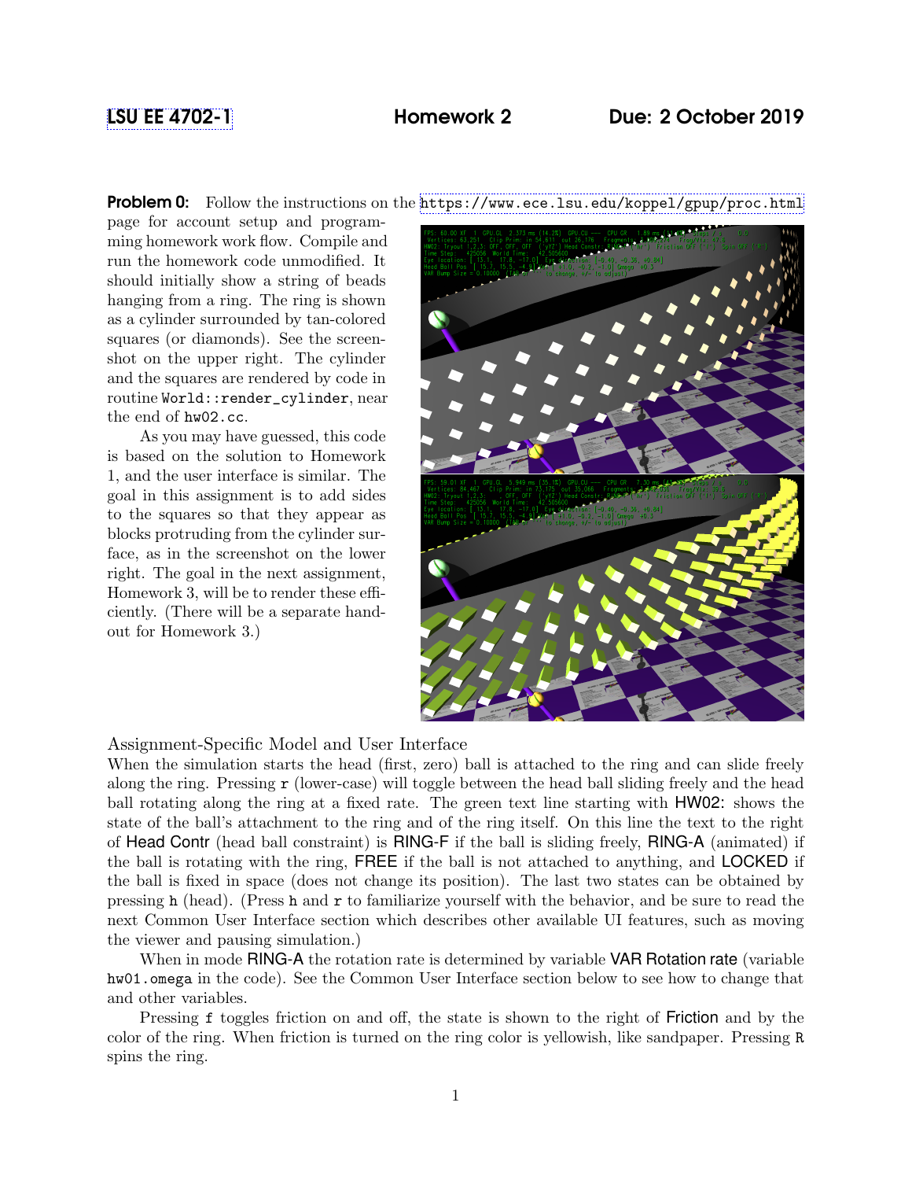LSU EE 4702-1 **Homework 2** **Due: 2 October 2019**

**Problem 0:** Follow the instructions on the https://www.ece.lsu.edu/koppel/gpup/proc.html page for account setup and programming homework work flow. Compile and run the homework code unmodified. It should initially show a string of beads hanging from a ring. The ring is shown as a cylinder surrounded by tan-colored squares (or diamonds). See the screenshot on the upper right. The cylinder and the squares are rendered by code in routine `World::render_cylinder`, near the end of `hw02.cc`.

As you may have guessed, this code is based on the solution to Homework 1, and the user interface is similar. The goal in this assignment is to add sides to the squares so that they appear as blocks protruding from the cylinder surface, as in the screenshot on the lower right. The goal in the next assignment, Homework 3, will be to render these efficiently. (There will be a separate handout for Homework 3.)

## Assignment-Specific Model and User Interface

When the simulation starts the head (first, zero) ball is attached to the ring and can slide freely along the ring. Pressing `r` (lower-case) will toggle between the head ball sliding freely and the head ball rotating along the ring at a fixed rate. The green text line starting with HW02: shows the state of the ball's attachment to the ring and of the ring itself. On this line the text to the right of Head Contr (head ball constraint) is RING-F if the ball is sliding freely, RING-A (animated) if the ball is rotating with the ring, FREE if the ball is not attached to anything, and LOCKED if the ball is fixed in space (does not change its position). The last two states can be obtained by pressing `h` (head). (Press `h` and `r` to familiarize yourself with the behavior, and be sure to read the next Common User Interface section which describes other available UI features, such as moving the viewer and pausing simulation.)

When in mode RING-A the rotation rate is determined by variable VAR Rotation rate (variable `hw01.omega` in the code). See the Common User Interface section below to see how to change that and other variables.

Pressing `f` toggles friction on and off, the state is shown to the right of Friction and by the color of the ring. When friction is turned on the ring color is yellowish, like sandpaper. Pressing `R` spins the ring.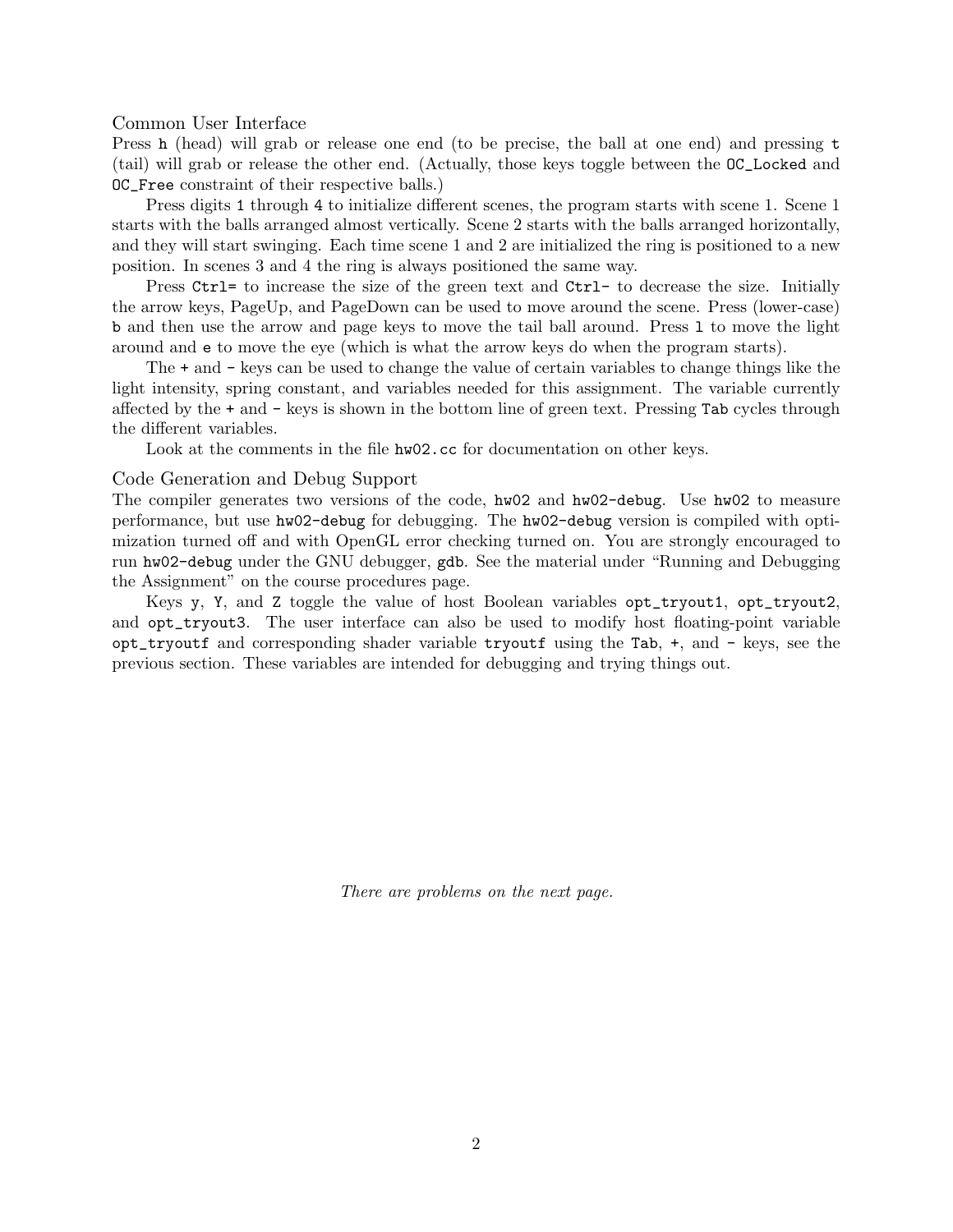## Common User Interface

Press `h` (head) will grab or release one end (to be precise, the ball at one end) and pressing `t` (tail) will grab or release the other end. (Actually, those keys toggle between the `OC_Locked` and `OC_Free` constraint of their respective balls.)

Press digits `1` through `4` to initialize different scenes, the program starts with scene 1. Scene 1 starts with the balls arranged almost vertically. Scene 2 starts with the balls arranged horizontally, and they will start swinging. Each time scene 1 and 2 are initialized the ring is positioned to a new position. In scenes 3 and 4 the ring is always positioned the same way.

Press `Ctrl=` to increase the size of the green text and `Ctrl-` to decrease the size. Initially the arrow keys, PageUp, and PageDown can be used to move around the scene. Press (lower-case) `b` and then use the arrow and page keys to move the tail ball around. Press `l` to move the light around and `e` to move the eye (which is what the arrow keys do when the program starts).

The `+` and `-` keys can be used to change the value of certain variables to change things like the light intensity, spring constant, and variables needed for this assignment. The variable currently affected by the `+` and `-` keys is shown in the bottom line of green text. Pressing `Tab` cycles through the different variables.

Look at the comments in the file `hw02.cc` for documentation on other keys.

## Code Generation and Debug Support

The compiler generates two versions of the code, `hw02` and `hw02-debug`. Use `hw02` to measure performance, but use `hw02-debug` for debugging. The `hw02-debug` version is compiled with optimization turned off and with OpenGL error checking turned on. You are strongly encouraged to run `hw02-debug` under the GNU debugger, `gdb`. See the material under "Running and Debugging the Assignment" on the course procedures page.

Keys `y`, `Y`, and `Z` toggle the value of host Boolean variables `opt_tryout1`, `opt_tryout2`, and `opt_tryout3`. The user interface can also be used to modify host floating-point variable `opt_tryoutf` and corresponding shader variable `tryoutf` using the `Tab`, `+`, and `-` keys, see the previous section. These variables are intended for debugging and trying things out.

*There are problems on the next page.*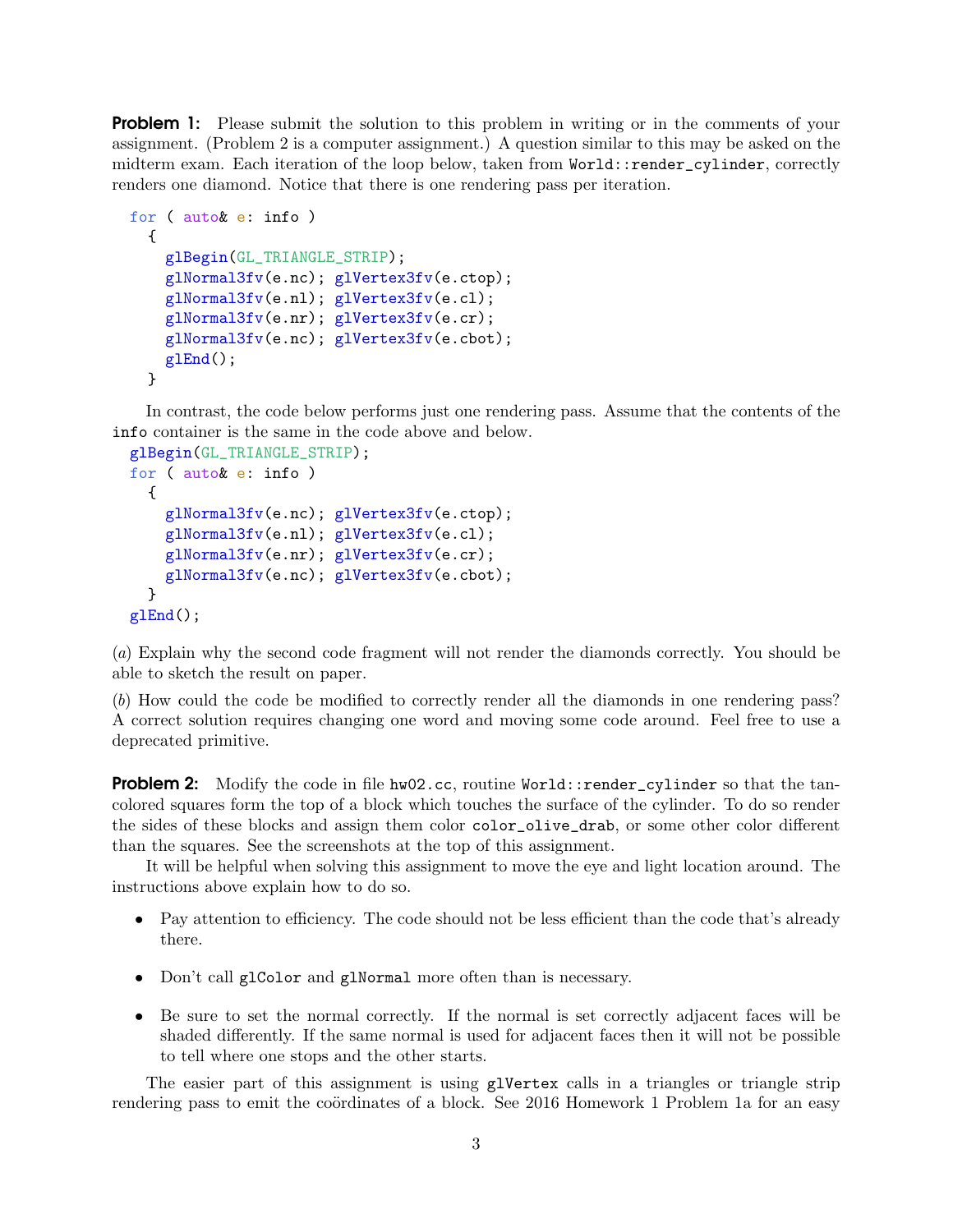**Problem 1:** Please submit the solution to this problem in writing or in the comments of your assignment. (Problem 2 is a computer assignment.) A question similar to this may be asked on the midterm exam. Each iteration of the loop below, taken from `World::render_cylinder`, correctly renders one diamond. Notice that there is one rendering pass per iteration.

```
for ( auto& e: info )
  {
    glBegin(GL_TRIANGLE_STRIP);
    glNormal3fv(e.nc); glVertex3fv(e.ctop);
    glNormal3fv(e.nl); glVertex3fv(e.cl);
    glNormal3fv(e.nr); glVertex3fv(e.cr);
    glNormal3fv(e.nc); glVertex3fv(e.cbot);
    glEnd();
  }
```

In contrast, the code below performs just one rendering pass. Assume that the contents of the `info` container is the same in the code above and below.

```
glBegin(GL_TRIANGLE_STRIP);
for ( auto& e: info )
  {
    glNormal3fv(e.nc); glVertex3fv(e.ctop);
    glNormal3fv(e.nl); glVertex3fv(e.cl);
    glNormal3fv(e.nr); glVertex3fv(e.cr);
    glNormal3fv(e.nc); glVertex3fv(e.cbot);
  }
glEnd();
```

(*a*) Explain why the second code fragment will not render the diamonds correctly. You should be able to sketch the result on paper.

(*b*) How could the code be modified to correctly render all the diamonds in one rendering pass? A correct solution requires changing one word and moving some code around. Feel free to use a deprecated primitive.

**Problem 2:** Modify the code in file `hw02.cc`, routine `World::render_cylinder` so that the tan-colored squares form the top of a block which touches the surface of the cylinder. To do so render the sides of these blocks and assign them color `color_olive_drab`, or some other color different than the squares. See the screenshots at the top of this assignment.

It will be helpful when solving this assignment to move the eye and light location around. The instructions above explain how to do so.

- Pay attention to efficiency. The code should not be less efficient than the code that's already there.
- Don't call `glColor` and `glNormal` more often than is necessary.
- Be sure to set the normal correctly. If the normal is set correctly adjacent faces will be shaded differently. If the same normal is used for adjacent faces then it will not be possible to tell where one stops and the other starts.

The easier part of this assignment is using `glVertex` calls in a triangles or triangle strip rendering pass to emit the coördinates of a block. See 2016 Homework 1 Problem 1a for an easy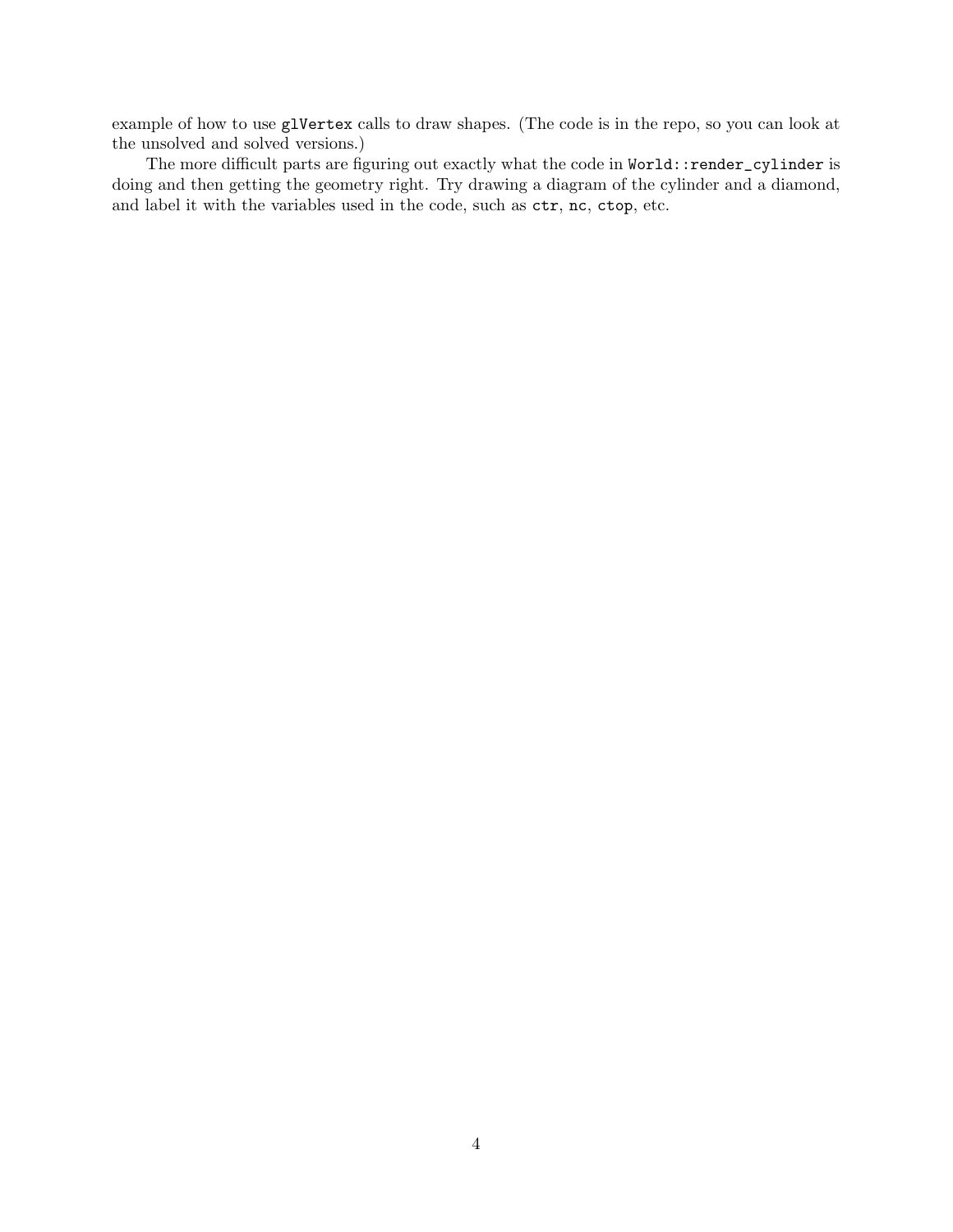example of how to use `glVertex` calls to draw shapes. (The code is in the repo, so you can look at the unsolved and solved versions.)

The more difficult parts are figuring out exactly what the code in `World::render_cylinder` is doing and then getting the geometry right. Try drawing a diagram of the cylinder and a diamond, and label it with the variables used in the code, such as `ctr`, `nc`, `ctop`, etc.